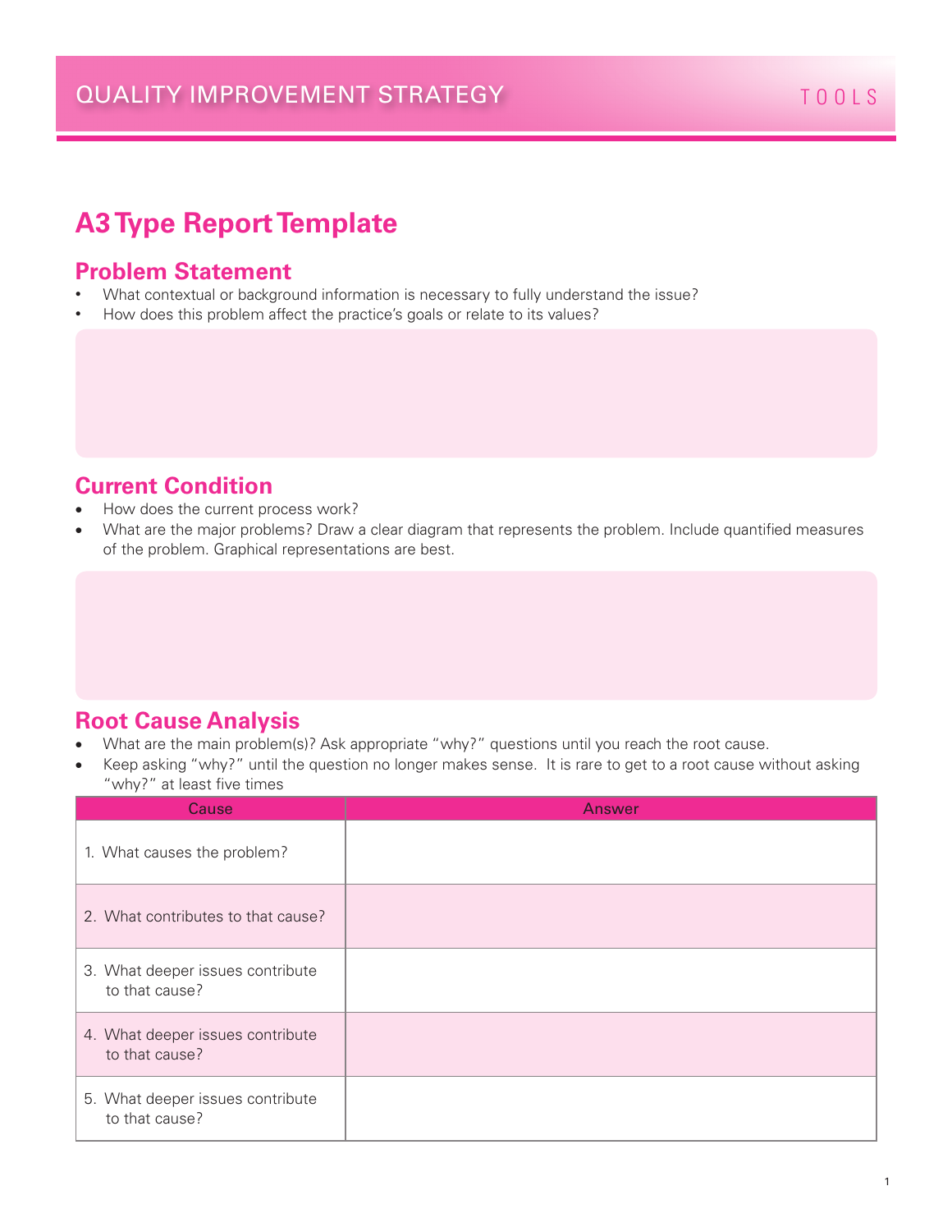QUALITY IMPROVEMENT STRATEGY

TOOLS

# A3 Type Report Template

## Problem Statement

- What contextual or background information is necessary to fully understand the issue?
- How does this problem affect the practice's goals or relate to its values?

## Current Condition

- How does the current process work?
- What are the major problems? Draw a clear diagram that represents the problem. Include quantified measures of the problem. Graphical representations are best.

## Root Cause Analysis

- What are the main problem(s)? Ask appropriate "why?" questions until you reach the root cause.
- Keep asking "why?" until the question no longer makes sense. It is rare to get to a root cause without asking "why?" at least five times

| Cause | Answer |
|---|---|
| 1. What causes the problem? | |
| 2. What contributes to that cause? | |
| 3. What deeper issues contribute to that cause? | |
| 4. What deeper issues contribute to that cause? | |
| 5. What deeper issues contribute to that cause? | |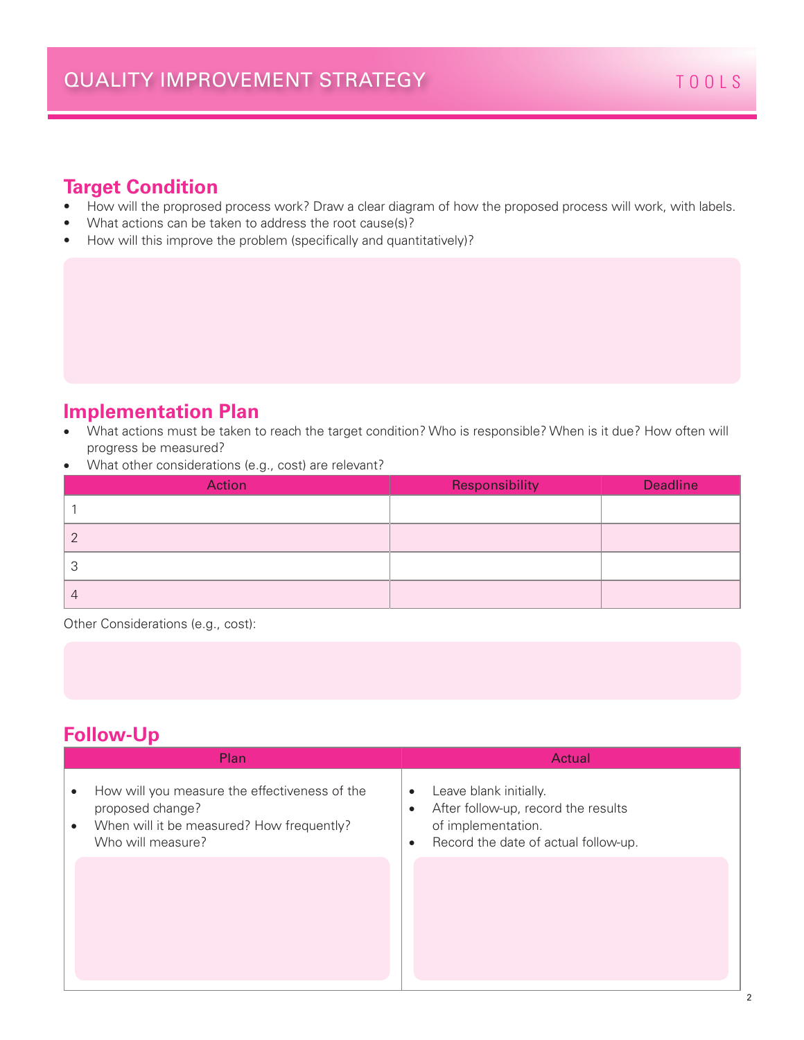## Target Condition

- How will the proprosed process work? Draw a clear diagram of how the proposed process will work, with labels.
- What actions can be taken to address the root cause(s)?
- How will this improve the problem (specifically and quantitatively)?

## Implementation Plan

- What actions must be taken to reach the target condition? Who is responsible? When is it due? How often will progress be measured?
- What other considerations (e.g., cost) are relevant?

| Action | Responsibility | Deadline |
|---|---|---|
| 1 | | |
| 2 | | |
| 3 | | |
| 4 | | |

Other Considerations (e.g., cost):

## Follow-Up

| Plan | Actual |
|---|---|
| • How will you measure the effectiveness of the proposed change?<br>• When will it be measured? How frequently? Who will measure? | • Leave blank initially.<br>• After follow-up, record the results of implementation.<br>• Record the date of actual follow-up. |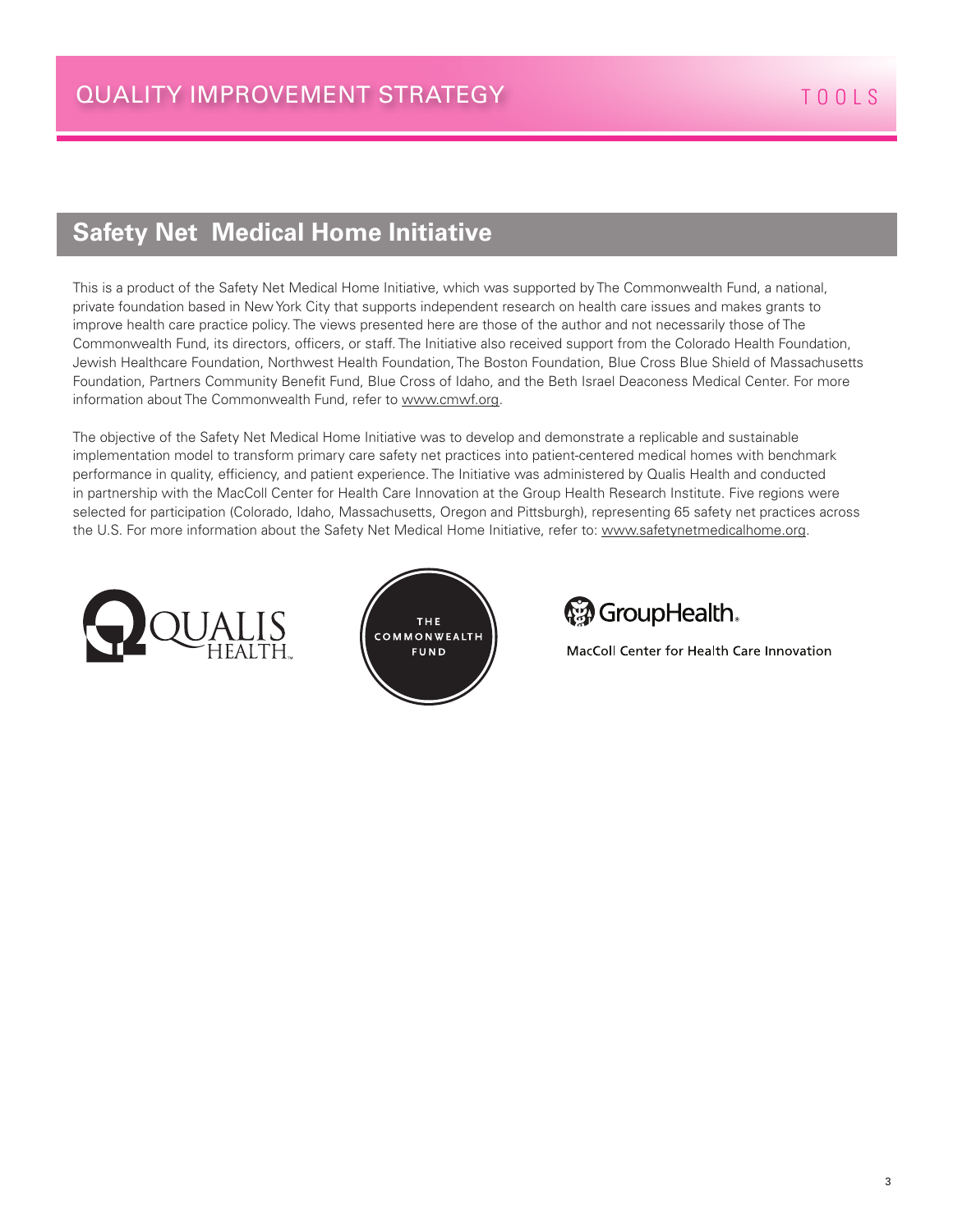## Safety Net Medical Home Initiative

This is a product of the Safety Net Medical Home Initiative, which was supported by The Commonwealth Fund, a national, private foundation based in New York City that supports independent research on health care issues and makes grants to improve health care practice policy. The views presented here are those of the author and not necessarily those of The Commonwealth Fund, its directors, officers, or staff. The Initiative also received support from the Colorado Health Foundation, Jewish Healthcare Foundation, Northwest Health Foundation, The Boston Foundation, Blue Cross Blue Shield of Massachusetts Foundation, Partners Community Benefit Fund, Blue Cross of Idaho, and the Beth Israel Deaconess Medical Center. For more information about The Commonwealth Fund, refer to www.cmwf.org.

The objective of the Safety Net Medical Home Initiative was to develop and demonstrate a replicable and sustainable implementation model to transform primary care safety net practices into patient-centered medical homes with benchmark performance in quality, efficiency, and patient experience. The Initiative was administered by Qualis Health and conducted in partnership with the MacColl Center for Health Care Innovation at the Group Health Research Institute. Five regions were selected for participation (Colorado, Idaho, Massachusetts, Oregon and Pittsburgh), representing 65 safety net practices across the U.S. For more information about the Safety Net Medical Home Initiative, refer to: www.safetynetmedicalhome.org.

QUALIS HEALTH

THE COMMONWEALTH FUND

GroupHealth

MacColl Center for Health Care Innovation